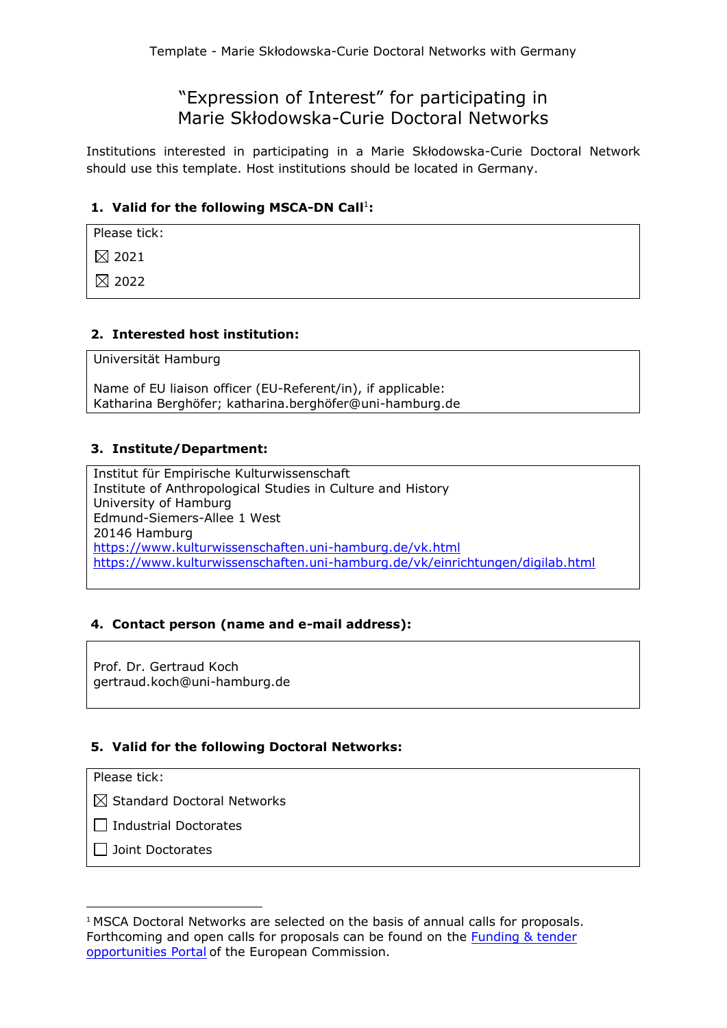# "Expression of Interest" for participating in Marie Skłodowska-Curie Doctoral Networks

Institutions interested in participating in a Marie Skłodowska-Curie Doctoral Network should use this template. Host institutions should be located in Germany.

## 1. Valid for the following MSCA-DN Call[1]:

Please tick:

☒ 2021

☒ 2022

## 2. Interested host institution:

Universität Hamburg

Name of EU liaison officer (EU-Referent/in), if applicable:
Katharina Berghöfer; katharina.berghöfer@uni-hamburg.de

## 3. Institute/Department:

Institut für Empirische Kulturwissenschaft
Institute of Anthropological Studies in Culture and History
University of Hamburg
Edmund-Siemers-Allee 1 West
20146 Hamburg
https://www.kulturwissenschaften.uni-hamburg.de/vk.html
https://www.kulturwissenschaften.uni-hamburg.de/vk/einrichtungen/digilab.html

## 4. Contact person (name and e-mail address):

Prof. Dr. Gertraud Koch
gertraud.koch@uni-hamburg.de

## 5. Valid for the following Doctoral Networks:

Please tick:

☒ Standard Doctoral Networks

☐ Industrial Doctorates

☐ Joint Doctorates

---

[1] MSCA Doctoral Networks are selected on the basis of annual calls for proposals. Forthcoming and open calls for proposals can be found on the Funding & tender opportunities Portal of the European Commission.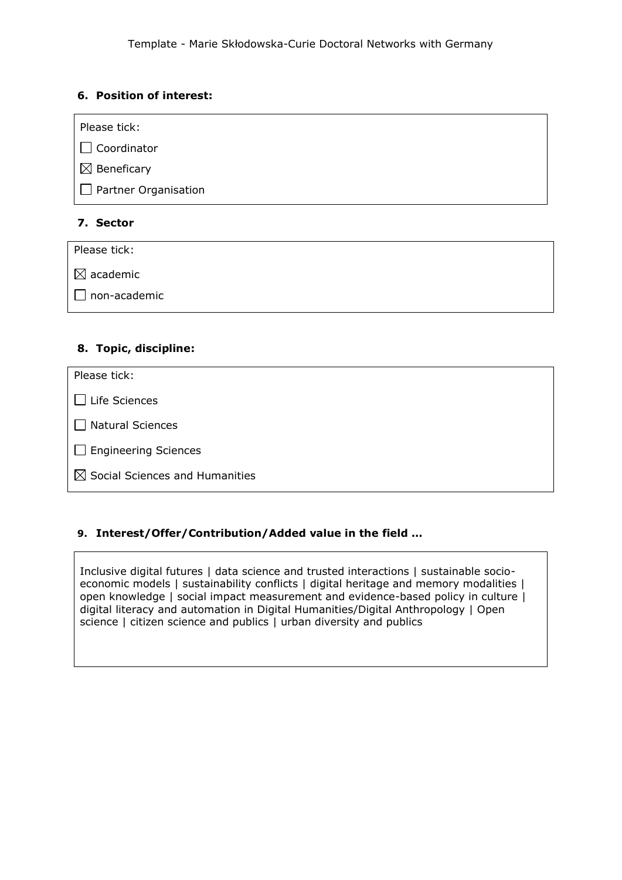### 6. Position of interest:

Please tick:

☐ Coordinator

☒ Beneficary

☐ Partner Organisation

### 7. Sector

Please tick:

☒ academic

☐ non-academic

### 8. Topic, discipline:

Please tick:

☐ Life Sciences

☐ Natural Sciences

☐ Engineering Sciences

☒ Social Sciences and Humanities

### 9. Interest/Offer/Contribution/Added value in the field ...

Inclusive digital futures | data science and trusted interactions | sustainable socio-economic models | sustainability conflicts | digital heritage and memory modalities | open knowledge | social impact measurement and evidence-based policy in culture | digital literacy and automation in Digital Humanities/Digital Anthropology | Open science | citizen science and publics | urban diversity and publics